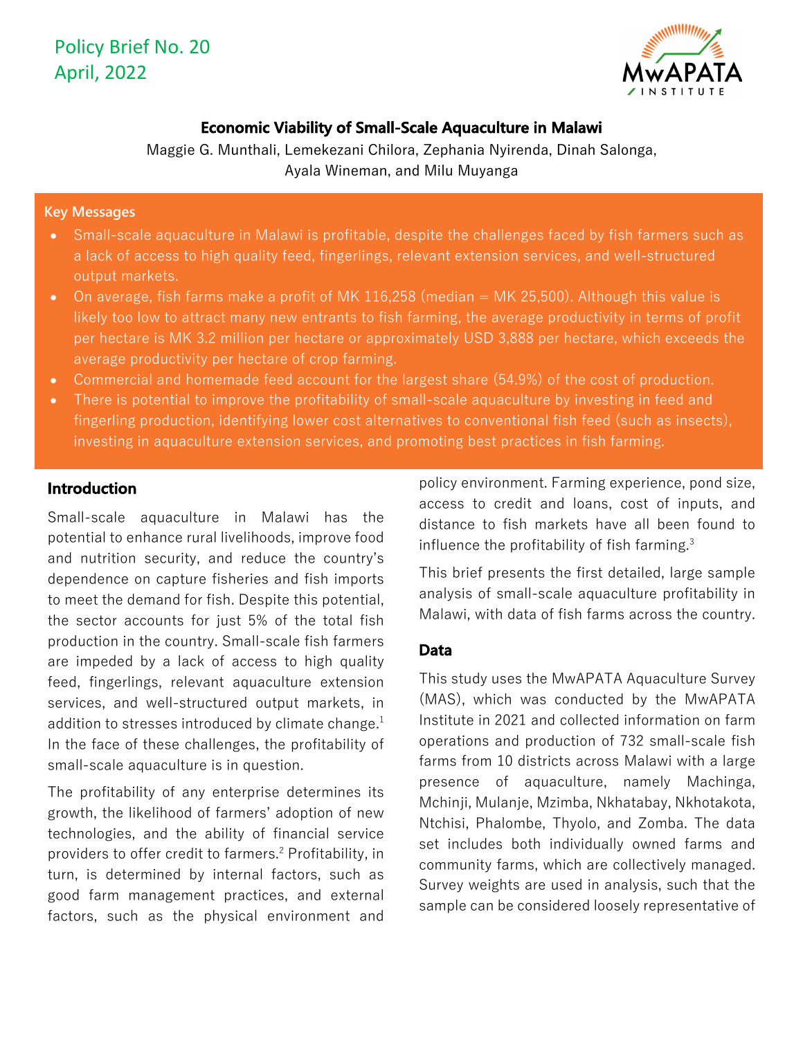Policy Brief No. 20
April, 2022

# Economic Viability of Small-Scale Aquaculture in Malawi

Maggie G. Munthali, Lemekezani Chilora, Zephania Nyirenda, Dinah Salonga, Ayala Wineman, and Milu Muyanga

## Key Messages

- Small-scale aquaculture in Malawi is profitable, despite the challenges faced by fish farmers such as a lack of access to high quality feed, fingerlings, relevant extension services, and well-structured output markets.
- On average, fish farms make a profit of MK 116,258 (median = MK 25,500). Although this value is likely too low to attract many new entrants to fish farming, the average productivity in terms of profit per hectare is MK 3.2 million per hectare or approximately USD 3,888 per hectare, which exceeds the average productivity per hectare of crop farming.
- Commercial and homemade feed account for the largest share (54.9%) of the cost of production.
- There is potential to improve the profitability of small-scale aquaculture by investing in feed and fingerling production, identifying lower cost alternatives to conventional fish feed (such as insects), investing in aquaculture extension services, and promoting best practices in fish farming.

## Introduction

Small-scale aquaculture in Malawi has the potential to enhance rural livelihoods, improve food and nutrition security, and reduce the country's dependence on capture fisheries and fish imports to meet the demand for fish. Despite this potential, the sector accounts for just 5% of the total fish production in the country. Small-scale fish farmers are impeded by a lack of access to high quality feed, fingerlings, relevant aquaculture extension services, and well-structured output markets, in addition to stresses introduced by climate change.[1] In the face of these challenges, the profitability of small-scale aquaculture is in question.

The profitability of any enterprise determines its growth, the likelihood of farmers' adoption of new technologies, and the ability of financial service providers to offer credit to farmers.[2] Profitability, in turn, is determined by internal factors, such as good farm management practices, and external factors, such as the physical environment and policy environment. Farming experience, pond size, access to credit and loans, cost of inputs, and distance to fish markets have all been found to influence the profitability of fish farming.[3]

This brief presents the first detailed, large sample analysis of small-scale aquaculture profitability in Malawi, with data of fish farms across the country.

## Data

This study uses the MwAPATA Aquaculture Survey (MAS), which was conducted by the MwAPATA Institute in 2021 and collected information on farm operations and production of 732 small-scale fish farms from 10 districts across Malawi with a large presence of aquaculture, namely Machinga, Mchinji, Mulanje, Mzimba, Nkhatabay, Nkhotakota, Ntchisi, Phalombe, Thyolo, and Zomba. The data set includes both individually owned farms and community farms, which are collectively managed. Survey weights are used in analysis, such that the sample can be considered loosely representative of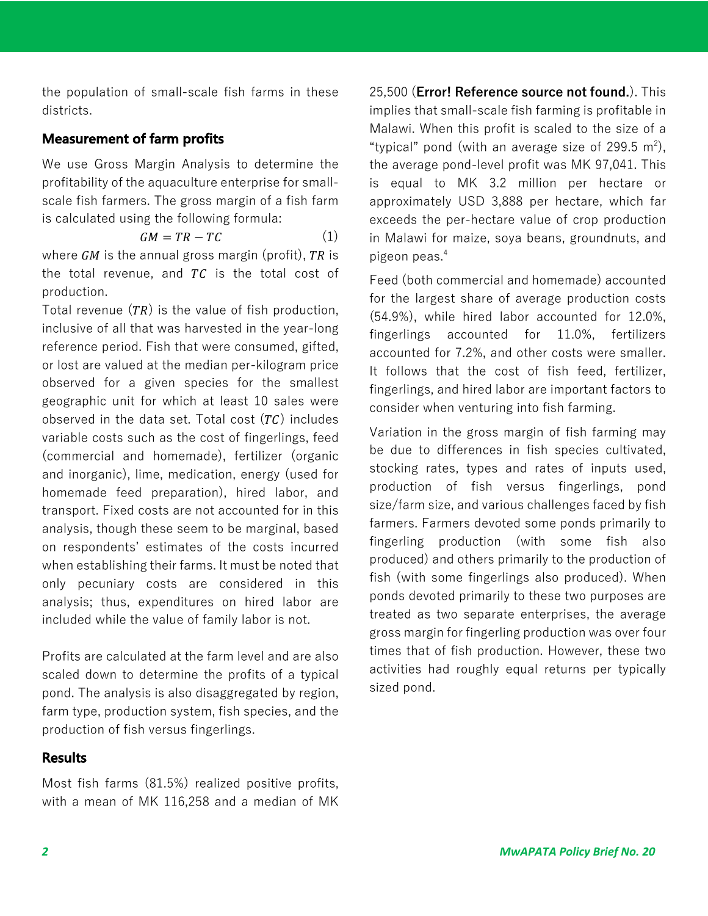the population of small-scale fish farms in these districts.

### Measurement of farm profits

We use Gross Margin Analysis to determine the profitability of the aquaculture enterprise for small-scale fish farmers. The gross margin of a fish farm is calculated using the following formula:

$$GM = TR - TC \tag{1}$$

where $GM$ is the annual gross margin (profit), $TR$ is the total revenue, and $TC$ is the total cost of production.

Total revenue ($TR$) is the value of fish production, inclusive of all that was harvested in the year-long reference period. Fish that were consumed, gifted, or lost are valued at the median per-kilogram price observed for a given species for the smallest geographic unit for which at least 10 sales were observed in the data set. Total cost ($TC$) includes variable costs such as the cost of fingerlings, feed (commercial and homemade), fertilizer (organic and inorganic), lime, medication, energy (used for homemade feed preparation), hired labor, and transport. Fixed costs are not accounted for in this analysis, though these seem to be marginal, based on respondents' estimates of the costs incurred when establishing their farms. It must be noted that only pecuniary costs are considered in this analysis; thus, expenditures on hired labor are included while the value of family labor is not.

Profits are calculated at the farm level and are also scaled down to determine the profits of a typical pond. The analysis is also disaggregated by region, farm type, production system, fish species, and the production of fish versus fingerlings.

### Results

Most fish farms (81.5%) realized positive profits, with a mean of MK 116,258 and a median of MK 25,500 (**Error! Reference source not found.**). This implies that small-scale fish farming is profitable in Malawi. When this profit is scaled to the size of a "typical" pond (with an average size of 299.5 m$^2$), the average pond-level profit was MK 97,041. This is equal to MK 3.2 million per hectare or approximately USD 3,888 per hectare, which far exceeds the per-hectare value of crop production in Malawi for maize, soya beans, groundnuts, and pigeon peas.[4]

Feed (both commercial and homemade) accounted for the largest share of average production costs (54.9%), while hired labor accounted for 12.0%, fingerlings accounted for 11.0%, fertilizers accounted for 7.2%, and other costs were smaller. It follows that the cost of fish feed, fertilizer, fingerlings, and hired labor are important factors to consider when venturing into fish farming.

Variation in the gross margin of fish farming may be due to differences in fish species cultivated, stocking rates, types and rates of inputs used, production of fish versus fingerlings, pond size/farm size, and various challenges faced by fish farmers. Farmers devoted some ponds primarily to fingerling production (with some fish also produced) and others primarily to the production of fish (with some fingerlings also produced). When ponds devoted primarily to these two purposes are treated as two separate enterprises, the average gross margin for fingerling production was over four times that of fish production. However, these two activities had roughly equal returns per typically sized pond.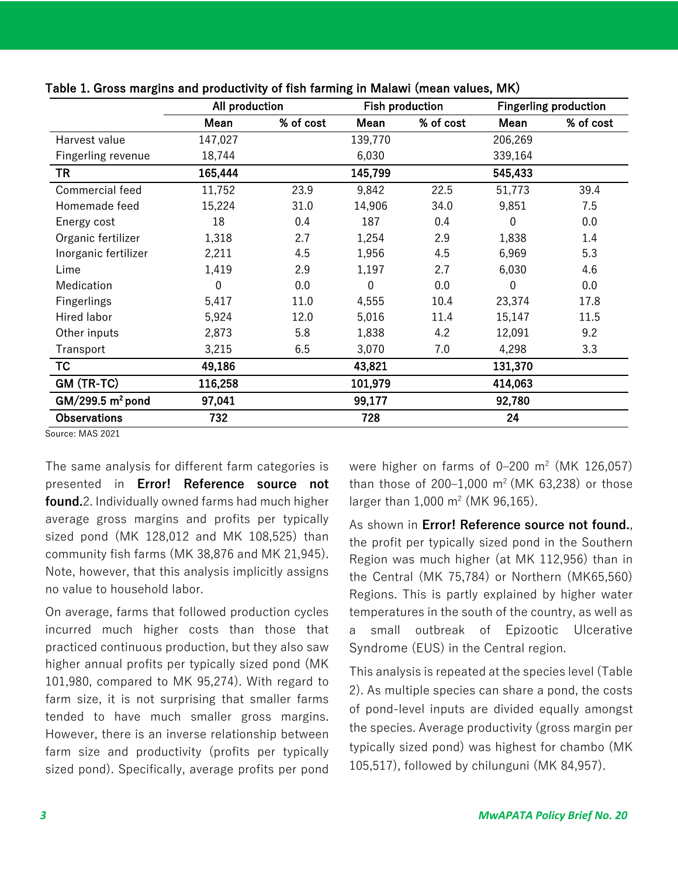**Table 1. Gross margins and productivity of fish farming in Malawi (mean values, MK)**

| | All production | | Fish production | | Fingerling production | |
|---|---|---|---|---|---|---|
| | Mean | % of cost | Mean | % of cost | Mean | % of cost |
| Harvest value | 147,027 | | 139,770 | | 206,269 | |
| Fingerling revenue | 18,744 | | 6,030 | | 339,164 | |
| **TR** | **165,444** | | **145,799** | | **545,433** | |
| Commercial feed | 11,752 | 23.9 | 9,842 | 22.5 | 51,773 | 39.4 |
| Homemade feed | 15,224 | 31.0 | 14,906 | 34.0 | 9,851 | 7.5 |
| Energy cost | 18 | 0.4 | 187 | 0.4 | 0 | 0.0 |
| Organic fertilizer | 1,318 | 2.7 | 1,254 | 2.9 | 1,838 | 1.4 |
| Inorganic fertilizer | 2,211 | 4.5 | 1,956 | 4.5 | 6,969 | 5.3 |
| Lime | 1,419 | 2.9 | 1,197 | 2.7 | 6,030 | 4.6 |
| Medication | 0 | 0.0 | 0 | 0.0 | 0 | 0.0 |
| Fingerlings | 5,417 | 11.0 | 4,555 | 10.4 | 23,374 | 17.8 |
| Hired labor | 5,924 | 12.0 | 5,016 | 11.4 | 15,147 | 11.5 |
| Other inputs | 2,873 | 5.8 | 1,838 | 4.2 | 12,091 | 9.2 |
| Transport | 3,215 | 6.5 | 3,070 | 7.0 | 4,298 | 3.3 |
| **TC** | **49,186** | | **43,821** | | **131,370** | |
| **GM (TR-TC)** | **116,258** | | **101,979** | | **414,063** | |
| **GM/299.5 m² pond** | **97,041** | | **99,177** | | **92,780** | |
| **Observations** | **732** | | **728** | | **24** | |

Source: MAS 2021

The same analysis for different farm categories is presented in **Error! Reference source not found.**2. Individually owned farms had much higher average gross margins and profits per typically sized pond (MK 128,012 and MK 108,525) than community fish farms (MK 38,876 and MK 21,945). Note, however, that this analysis implicitly assigns no value to household labor.

On average, farms that followed production cycles incurred much higher costs than those that practiced continuous production, but they also saw higher annual profits per typically sized pond (MK 101,980, compared to MK 95,274). With regard to farm size, it is not surprising that smaller farms tended to have much smaller gross margins. However, there is an inverse relationship between farm size and productivity (profits per typically sized pond). Specifically, average profits per pond were higher on farms of 0–200 m² (MK 126,057) than those of 200–1,000 m² (MK 63,238) or those larger than 1,000 m² (MK 96,165).

As shown in **Error! Reference source not found.**, the profit per typically sized pond in the Southern Region was much higher (at MK 112,956) than in the Central (MK 75,784) or Northern (MK65,560) Regions. This is partly explained by higher water temperatures in the south of the country, as well as a small outbreak of Epizootic Ulcerative Syndrome (EUS) in the Central region.

This analysis is repeated at the species level (Table 2). As multiple species can share a pond, the costs of pond-level inputs are divided equally amongst the species. Average productivity (gross margin per typically sized pond) was highest for chambo (MK 105,517), followed by chilunguni (MK 84,957).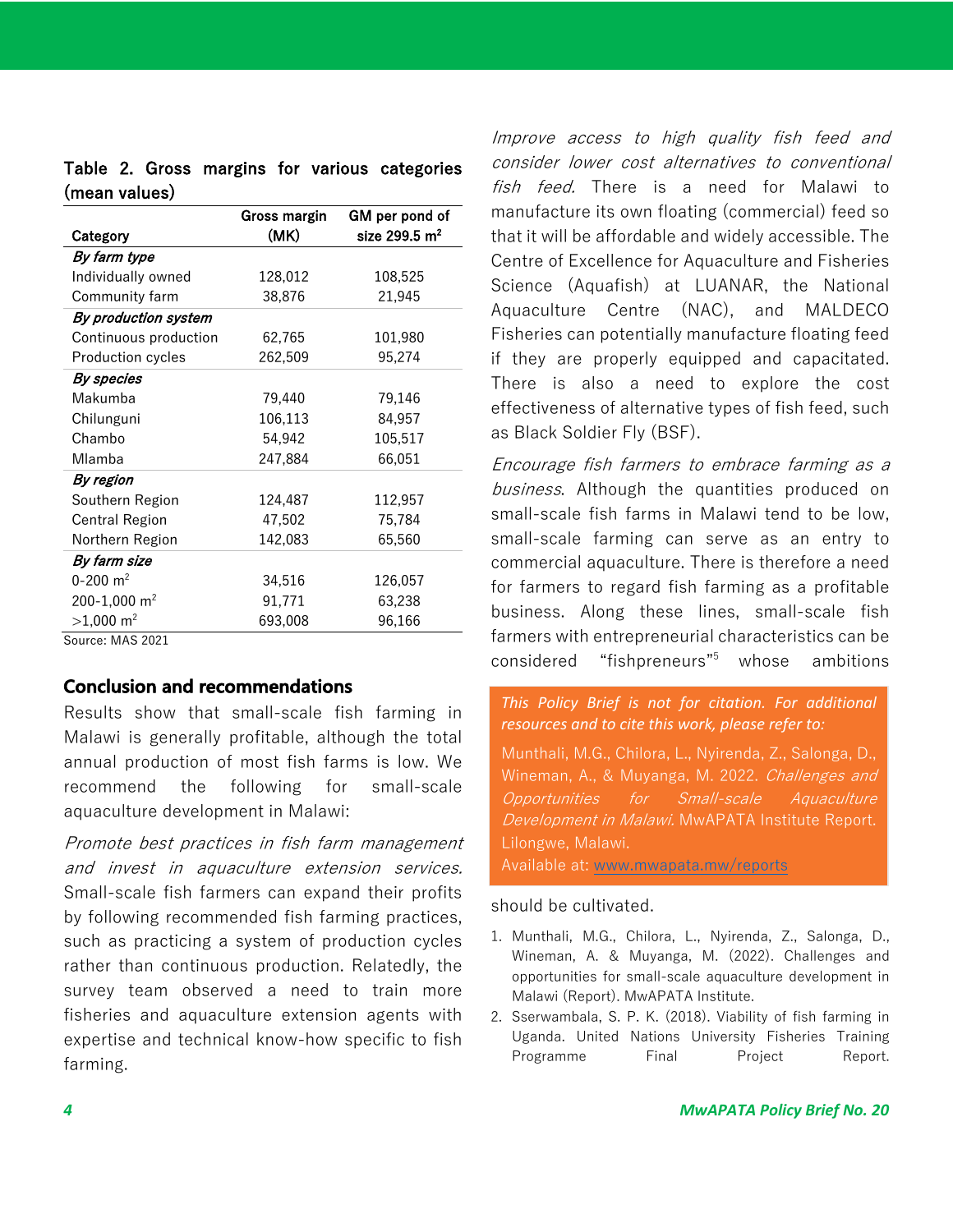**Table 2. Gross margins for various categories (mean values)**

| Category | Gross margin (MK) | GM per pond of size 299.5 $m^2$ |
|---|---|---|
| ***By farm type*** | | |
| Individually owned | 128,012 | 108,525 |
| Community farm | 38,876 | 21,945 |
| ***By production system*** | | |
| Continuous production | 62,765 | 101,980 |
| Production cycles | 262,509 | 95,274 |
| ***By species*** | | |
| Makumba | 79,440 | 79,146 |
| Chilunguni | 106,113 | 84,957 |
| Chambo | 54,942 | 105,517 |
| Mlamba | 247,884 | 66,051 |
| ***By region*** | | |
| Southern Region | 124,487 | 112,957 |
| Central Region | 47,502 | 75,784 |
| Northern Region | 142,083 | 65,560 |
| ***By farm size*** | | |
| 0-200 $m^2$ | 34,516 | 126,057 |
| 200-1,000 $m^2$ | 91,771 | 63,238 |
| >1,000 $m^2$ | 693,008 | 96,166 |

Source: MAS 2021

## Conclusion and recommendations

Results show that small-scale fish farming in Malawi is generally profitable, although the total annual production of most fish farms is low. We recommend the following for small-scale aquaculture development in Malawi:

*Promote best practices in fish farm management and invest in aquaculture extension services.* Small-scale fish farmers can expand their profits by following recommended fish farming practices, such as practicing a system of production cycles rather than continuous production. Relatedly, the survey team observed a need to train more fisheries and aquaculture extension agents with expertise and technical know-how specific to fish farming.

*Improve access to high quality fish feed and consider lower cost alternatives to conventional fish feed.* There is a need for Malawi to manufacture its own floating (commercial) feed so that it will be affordable and widely accessible. The Centre of Excellence for Aquaculture and Fisheries Science (Aquafish) at LUANAR, the National Aquaculture Centre (NAC), and MALDECO Fisheries can potentially manufacture floating feed if they are properly equipped and capacitated. There is also a need to explore the cost effectiveness of alternative types of fish feed, such as Black Soldier Fly (BSF).

*Encourage fish farmers to embrace farming as a business.* Although the quantities produced on small-scale fish farms in Malawi tend to be low, small-scale farming can serve as an entry to commercial aquaculture. There is therefore a need for farmers to regard fish farming as a profitable business. Along these lines, small-scale fish farmers with entrepreneurial characteristics can be considered "fishpreneurs"[5] whose ambitions should be cultivated.

*This Policy Brief is not for citation. For additional resources and to cite this work, please refer to:*

Munthali, M.G., Chilora, L., Nyirenda, Z., Salonga, D., Wineman, A., & Muyanga, M. 2022. *Challenges and Opportunities for Small-scale Aquaculture Development in Malawi.* MwAPATA Institute Report. Lilongwe, Malawi.
Available at: [www.mwapata.mw/reports](www.mwapata.mw/reports)

1. Munthali, M.G., Chilora, L., Nyirenda, Z., Salonga, D., Wineman, A. & Muyanga, M. (2022). Challenges and opportunities for small-scale aquaculture development in Malawi (Report). MwAPATA Institute.
2. Sserwambala, S. P. K. (2018). Viability of fish farming in Uganda. United Nations University Fisheries Training Programme Final Project Report.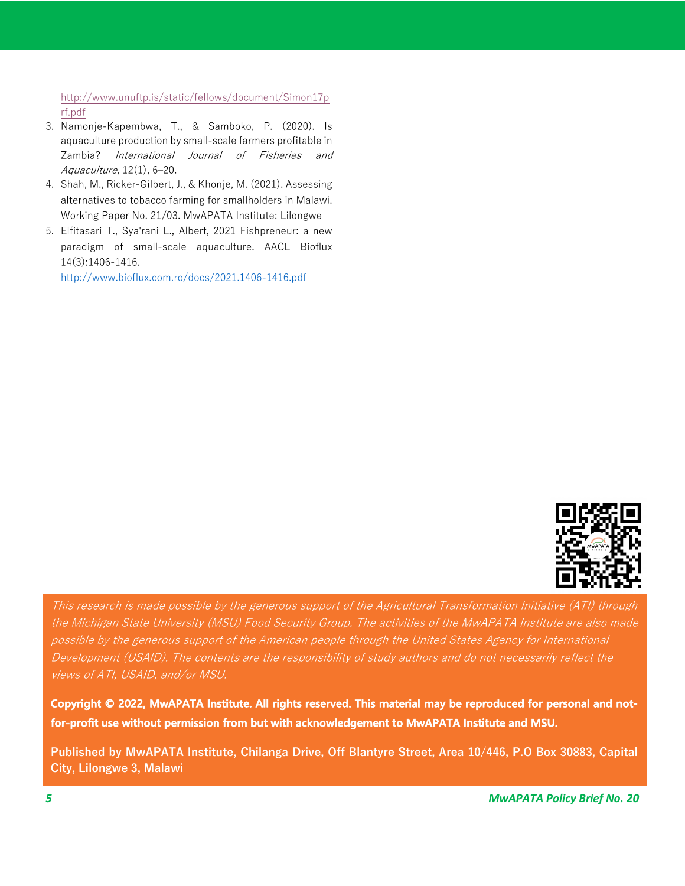http://www.unuftp.is/static/fellows/document/Simon17prf.pdf

3. Namonje-Kapembwa, T., & Samboko, P. (2020). Is aquaculture production by small-scale farmers profitable in Zambia? *International Journal of Fisheries and Aquaculture*, 12(1), 6–20.
4. Shah, M., Ricker-Gilbert, J., & Khonje, M. (2021). Assessing alternatives to tobacco farming for smallholders in Malawi. Working Paper No. 21/03. MwAPATA Institute: Lilongwe
5. Elfitasari T., Sya'rani L., Albert, 2021 Fishpreneur: a new paradigm of small-scale aquaculture. AACL Bioflux 14(3):1406-1416. http://www.bioflux.com.ro/docs/2021.1406-1416.pdf

*This research is made possible by the generous support of the Agricultural Transformation Initiative (ATI) through the Michigan State University (MSU) Food Security Group. The activities of the MwAPATA Institute are also made possible by the generous support of the American people through the United States Agency for International Development (USAID). The contents are the responsibility of study authors and do not necessarily reflect the views of ATI, USAID, and/or MSU.*

**Copyright © 2022, MwAPATA Institute. All rights reserved. This material may be reproduced for personal and not-for-profit use without permission from but with acknowledgement to MwAPATA Institute and MSU.**

**Published by MwAPATA Institute, Chilanga Drive, Off Blantyre Street, Area 10/446, P.O Box 30883, Capital City, Lilongwe 3, Malawi**